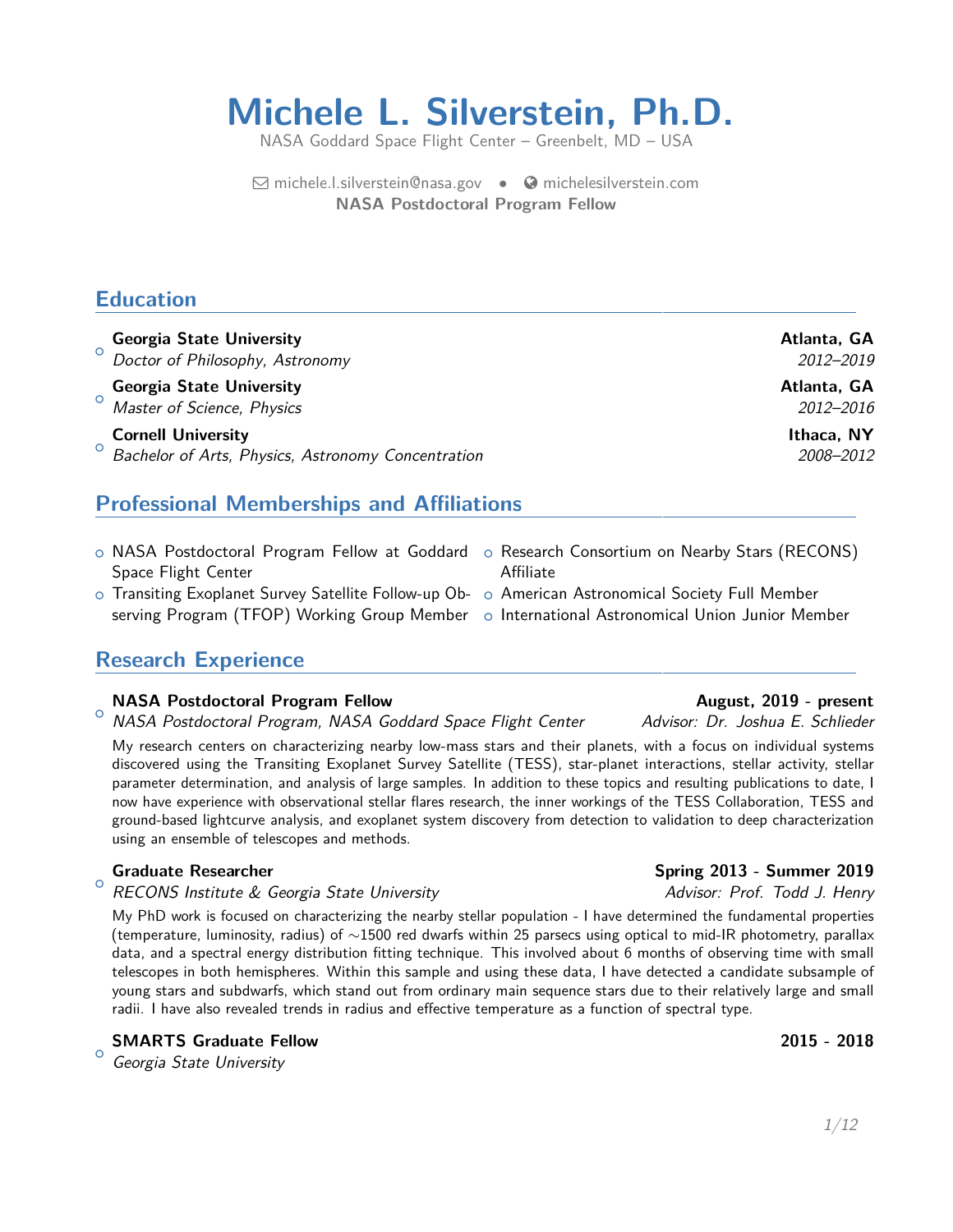# Michele L. Silverstein, Ph.D.

NASA Goddard Space Flight Center – Greenbelt, MD – USA

michele.l.silverstein@nasa.gov • michelesilverstein.com

**NASA Postdoctoral Program Fellow**

## Education

- **Georgia State University** — **Atlanta, GA**
  *Doctor of Philosophy, Astronomy* — *2012–2019*
- **Georgia State University** — **Atlanta, GA**
  *Master of Science, Physics* — *2012–2016*
- **Cornell University** — **Ithaca, NY**
  *Bachelor of Arts, Physics, Astronomy Concentration* — *2008–2012*

## Professional Memberships and Affiliations

- NASA Postdoctoral Program Fellow at Goddard Space Flight Center
- Transiting Exoplanet Survey Satellite Follow-up Observing Program (TFOP) Working Group Member
- Research Consortium on Nearby Stars (RECONS) Affiliate
- American Astronomical Society Full Member
- International Astronomical Union Junior Member

## Research Experience

- **NASA Postdoctoral Program Fellow** — **August, 2019 - present**
  *NASA Postdoctoral Program, NASA Goddard Space Flight Center* — *Advisor: Dr. Joshua E. Schlieder*
  My research centers on characterizing nearby low-mass stars and their planets, with a focus on individual systems discovered using the Transiting Exoplanet Survey Satellite (TESS), star-planet interactions, stellar activity, stellar parameter determination, and analysis of large samples. In addition to these topics and resulting publications to date, I now have experience with observational stellar flares research, the inner workings of the TESS Collaboration, TESS and ground-based lightcurve analysis, and exoplanet system discovery from detection to validation to deep characterization using an ensemble of telescopes and methods.

- **Graduate Researcher** — **Spring 2013 - Summer 2019**
  *RECONS Institute & Georgia State University* — *Advisor: Prof. Todd J. Henry*
  My PhD work is focused on characterizing the nearby stellar population - I have determined the fundamental properties (temperature, luminosity, radius) of ∼1500 red dwarfs within 25 parsecs using optical to mid-IR photometry, parallax data, and a spectral energy distribution fitting technique. This involved about 6 months of observing time with small telescopes in both hemispheres. Within this sample and using these data, I have detected a candidate subsample of young stars and subdwarfs, which stand out from ordinary main sequence stars due to their relatively large and small radii. I have also revealed trends in radius and effective temperature as a function of spectral type.

- **SMARTS Graduate Fellow** — **2015 - 2018**
  *Georgia State University*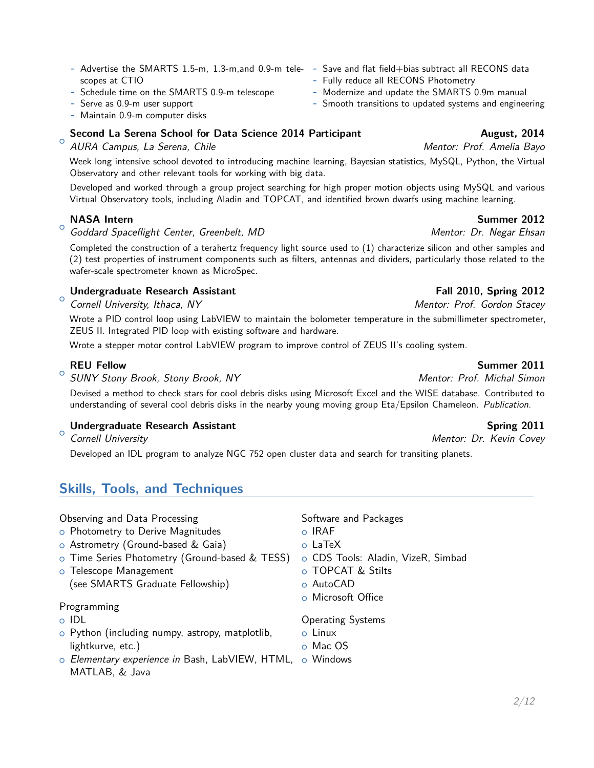- Advertise the SMARTS 1.5-m, 1.3-m,and 0.9-m telescopes at CTIO
- Schedule time on the SMARTS 0.9-m telescope
- Serve as 0.9-m user support
- Maintain 0.9-m computer disks
- Save and flat field+bias subtract all RECONS data
- Fully reduce all RECONS Photometry
- Modernize and update the SMARTS 0.9m manual
- Smooth transitions to updated systems and engineering

### Second La Serena School for Data Science 2014 Participant — August, 2014
*AURA Campus, La Serena, Chile* — *Mentor: Prof. Amelia Bayo*

Week long intensive school devoted to introducing machine learning, Bayesian statistics, MySQL, Python, the Virtual Observatory and other relevant tools for working with big data.

Developed and worked through a group project searching for high proper motion objects using MySQL and various Virtual Observatory tools, including Aladin and TOPCAT, and identified brown dwarfs using machine learning.

### NASA Intern — Summer 2012
*Goddard Spaceflight Center, Greenbelt, MD* — *Mentor: Dr. Negar Ehsan*

Completed the construction of a terahertz frequency light source used to (1) characterize silicon and other samples and (2) test properties of instrument components such as filters, antennas and dividers, particularly those related to the wafer-scale spectrometer known as MicroSpec.

### Undergraduate Research Assistant — Fall 2010, Spring 2012
*Cornell University, Ithaca, NY* — *Mentor: Prof. Gordon Stacey*

Wrote a PID control loop using LabVIEW to maintain the bolometer temperature in the submillimeter spectrometer, ZEUS II. Integrated PID loop with existing software and hardware.

Wrote a stepper motor control LabVIEW program to improve control of ZEUS II's cooling system.

### REU Fellow — Summer 2011
*SUNY Stony Brook, Stony Brook, NY* — *Mentor: Prof. Michal Simon*

Devised a method to check stars for cool debris disks using Microsoft Excel and the WISE database. Contributed to understanding of several cool debris disks in the nearby young moving group Eta/Epsilon Chameleon. *Publication.*

### Undergraduate Research Assistant — Spring 2011
*Cornell University* — *Mentor: Dr. Kevin Covey*

Developed an IDL program to analyze NGC 752 open cluster data and search for transiting planets.

## Skills, Tools, and Techniques

Observing and Data Processing
- Photometry to Derive Magnitudes
- Astrometry (Ground-based & Gaia)
- Time Series Photometry (Ground-based & TESS)
- Telescope Management (see SMARTS Graduate Fellowship)

Programming
- IDL
- Python (including numpy, astropy, matplotlib, lightkurve, etc.)
- *Elementary experience in* Bash, LabVIEW, HTML, MATLAB, & Java

Software and Packages
- IRAF
- LaTeX
- CDS Tools: Aladin, VizeR, Simbad
- TOPCAT & Stilts
- AutoCAD
- Microsoft Office

Operating Systems
- Linux
- Mac OS
- Windows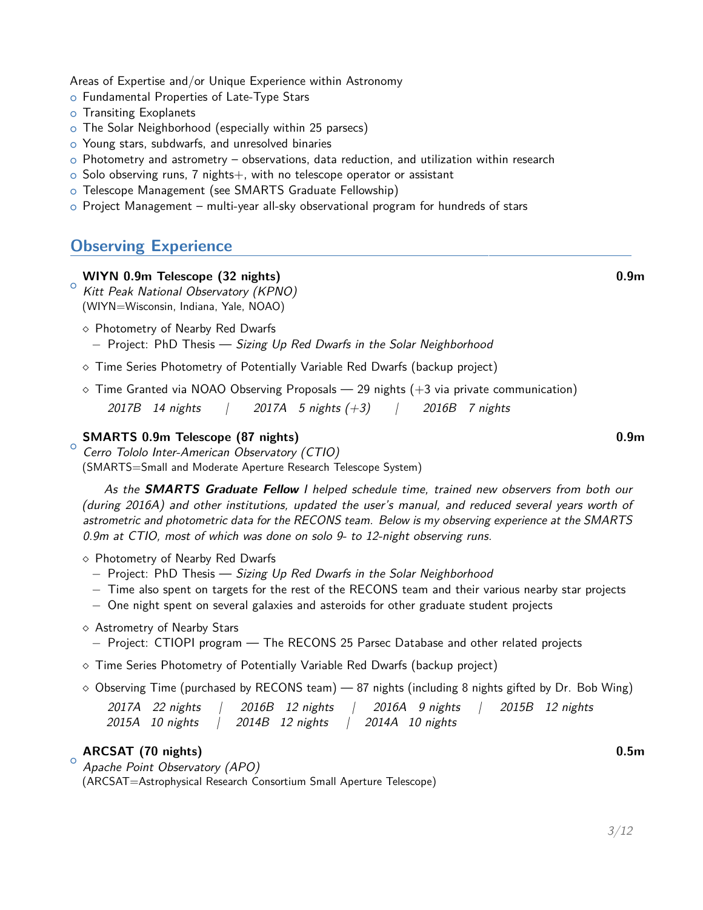Areas of Expertise and/or Unique Experience within Astronomy

- Fundamental Properties of Late-Type Stars
- Transiting Exoplanets
- The Solar Neighborhood (especially within 25 parsecs)
- Young stars, subdwarfs, and unresolved binaries
- Photometry and astrometry – observations, data reduction, and utilization within research
- Solo observing runs, 7 nights+, with no telescope operator or assistant
- Telescope Management (see SMARTS Graduate Fellowship)
- Project Management – multi-year all-sky observational program for hundreds of stars

## Observing Experience

- **WIYN 0.9m Telescope (32 nights)** **0.9m**
  *Kitt Peak National Observatory (KPNO)*
  (WIYN=Wisconsin, Indiana, Yale, NOAO)

  - Photometry of Nearby Red Dwarfs
    - Project: PhD Thesis — *Sizing Up Red Dwarfs in the Solar Neighborhood*
  - Time Series Photometry of Potentially Variable Red Dwarfs (backup project)
  - Time Granted via NOAO Observing Proposals — 29 nights (+3 via private communication)
    *2017B 14 nights | 2017A 5 nights (+3) | 2016B 7 nights*

- **SMARTS 0.9m Telescope (87 nights)** **0.9m**
  *Cerro Tololo Inter-American Observatory (CTIO)*
  (SMARTS=Small and Moderate Aperture Research Telescope System)

  *As the **SMARTS Graduate Fellow** I helped schedule time, trained new observers from both our (during 2016A) and other institutions, updated the user's manual, and reduced several years worth of astrometric and photometric data for the RECONS team. Below is my observing experience at the SMARTS 0.9m at CTIO, most of which was done on solo 9- to 12-night observing runs.*

  - Photometry of Nearby Red Dwarfs
    - Project: PhD Thesis — *Sizing Up Red Dwarfs in the Solar Neighborhood*
    - Time also spent on targets for the rest of the RECONS team and their various nearby star projects
    - One night spent on several galaxies and asteroids for other graduate student projects
  - Astrometry of Nearby Stars
    - Project: CTIOPI program — The RECONS 25 Parsec Database and other related projects
  - Time Series Photometry of Potentially Variable Red Dwarfs (backup project)
  - Observing Time (purchased by RECONS team) — 87 nights (including 8 nights gifted by Dr. Bob Wing)
    *2017A 22 nights | 2016B 12 nights | 2016A 9 nights | 2015B 12 nights*
    *2015A 10 nights | 2014B 12 nights | 2014A 10 nights*

- **ARCSAT (70 nights)** **0.5m**
  *Apache Point Observatory (APO)*
  (ARCSAT=Astrophysical Research Consortium Small Aperture Telescope)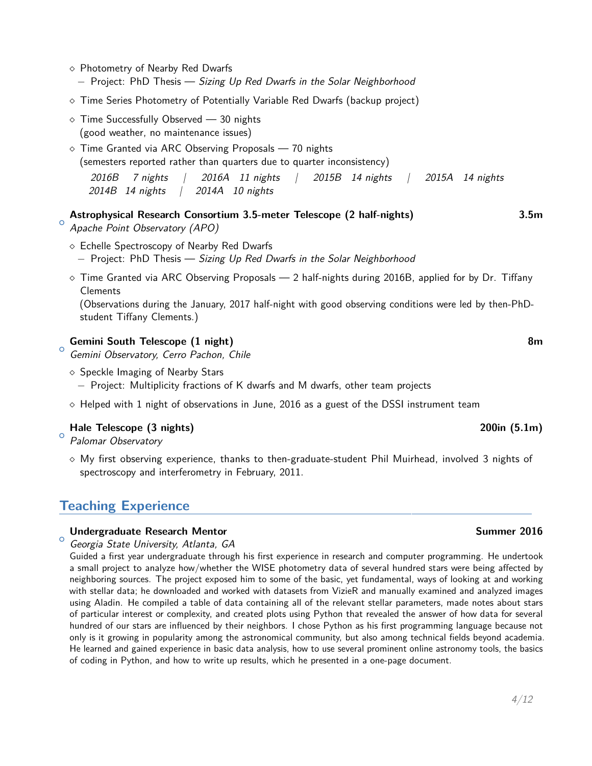- Photometry of Nearby Red Dwarfs
  - Project: PhD Thesis — *Sizing Up Red Dwarfs in the Solar Neighborhood*
- Time Series Photometry of Potentially Variable Red Dwarfs (backup project)
- Time Successfully Observed — 30 nights
  (good weather, no maintenance issues)
- Time Granted via ARC Observing Proposals — 70 nights
  (semesters reported rather than quarters due to quarter inconsistency)

  *2016B 7 nights | 2016A 11 nights | 2015B 14 nights | 2015A 14 nights*
  *2014B 14 nights | 2014A 10 nights*

**Astrophysical Research Consortium 3.5-meter Telescope (2 half-nights)** **3.5m**
*Apache Point Observatory (APO)*

- Echelle Spectroscopy of Nearby Red Dwarfs
  - Project: PhD Thesis — *Sizing Up Red Dwarfs in the Solar Neighborhood*
- Time Granted via ARC Observing Proposals — 2 half-nights during 2016B, applied for by Dr. Tiffany Clements
  (Observations during the January, 2017 half-night with good observing conditions were led by then-PhD-student Tiffany Clements.)

**Gemini South Telescope (1 night)** **8m**
*Gemini Observatory, Cerro Pachon, Chile*

- Speckle Imaging of Nearby Stars
  - Project: Multiplicity fractions of K dwarfs and M dwarfs, other team projects
- Helped with 1 night of observations in June, 2016 as a guest of the DSSI instrument team

**Hale Telescope (3 nights)** **200in (5.1m)**
*Palomar Observatory*

- My first observing experience, thanks to then-graduate-student Phil Muirhead, involved 3 nights of spectroscopy and interferometry in February, 2011.

## Teaching Experience

**Undergraduate Research Mentor** **Summer 2016**
*Georgia State University, Atlanta, GA*
Guided a first year undergraduate through his first experience in research and computer programming. He undertook a small project to analyze how/whether the WISE photometry data of several hundred stars were being affected by neighboring sources. The project exposed him to some of the basic, yet fundamental, ways of looking at and working with stellar data; he downloaded and worked with datasets from VizieR and manually examined and analyzed images using Aladin. He compiled a table of data containing all of the relevant stellar parameters, made notes about stars of particular interest or complexity, and created plots using Python that revealed the answer of how data for several hundred of our stars are influenced by their neighbors. I chose Python as his first programming language because not only is it growing in popularity among the astronomical community, but also among technical fields beyond academia. He learned and gained experience in basic data analysis, how to use several prominent online astronomy tools, the basics of coding in Python, and how to write up results, which he presented in a one-page document.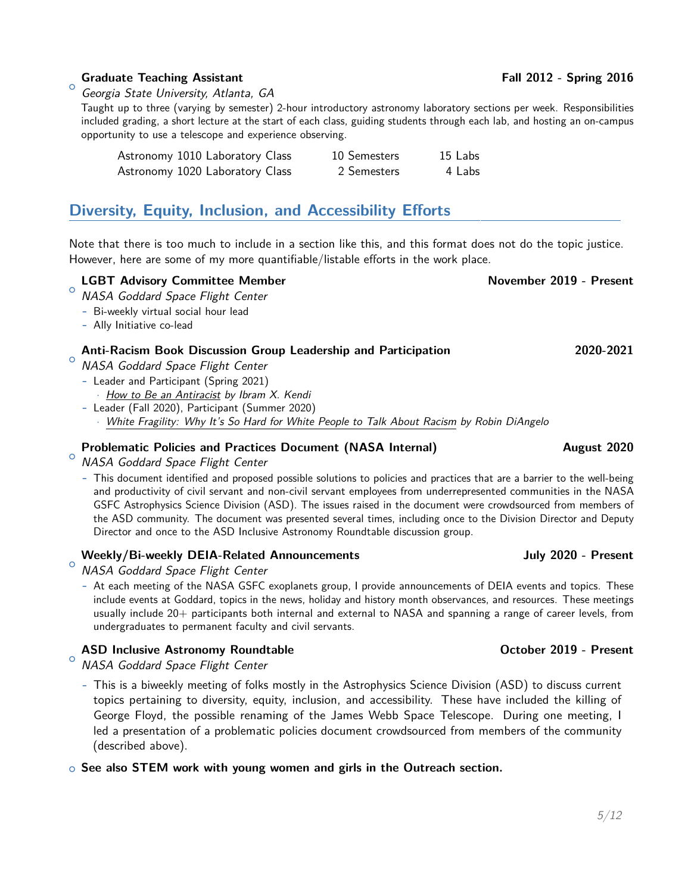- **Graduate Teaching Assistant** **Fall 2012 - Spring 2016**
  *Georgia State University, Atlanta, GA*
  Taught up to three (varying by semester) 2-hour introductory astronomy laboratory sections per week. Responsibilities included grading, a short lecture at the start of each class, guiding students through each lab, and hosting an on-campus opportunity to use a telescope and experience observing.

| | | |
|---|---|---|
| Astronomy 1010 Laboratory Class | 10 Semesters | 15 Labs |
| Astronomy 1020 Laboratory Class | 2 Semesters | 4 Labs |

## Diversity, Equity, Inclusion, and Accessibility Efforts

Note that there is too much to include in a section like this, and this format does not do the topic justice. However, here are some of my more quantifiable/listable efforts in the work place.

- **LGBT Advisory Committee Member** **November 2019 - Present**
  *NASA Goddard Space Flight Center*
  - Bi-weekly virtual social hour lead
  - Ally Initiative co-lead

- **Anti-Racism Book Discussion Group Leadership and Participation** **2020-2021**
  *NASA Goddard Space Flight Center*
  - Leader and Participant (Spring 2021)
    - *How to Be an Antiracist by Ibram X. Kendi*
  - Leader (Fall 2020), Participant (Summer 2020)
    - *White Fragility: Why It's So Hard for White People to Talk About Racism by Robin DiAngelo*

- **Problematic Policies and Practices Document (NASA Internal)** **August 2020**
  *NASA Goddard Space Flight Center*
  - This document identified and proposed possible solutions to policies and practices that are a barrier to the well-being and productivity of civil servant and non-civil servant employees from underrepresented communities in the NASA GSFC Astrophysics Science Division (ASD). The issues raised in the document were crowdsourced from members of the ASD community. The document was presented several times, including once to the Division Director and Deputy Director and once to the ASD Inclusive Astronomy Roundtable discussion group.

- **Weekly/Bi-weekly DEIA-Related Announcements** **July 2020 - Present**
  *NASA Goddard Space Flight Center*
  - At each meeting of the NASA GSFC exoplanets group, I provide announcements of DEIA events and topics. These include events at Goddard, topics in the news, holiday and history month observances, and resources. These meetings usually include 20+ participants both internal and external to NASA and spanning a range of career levels, from undergraduates to permanent faculty and civil servants.

- **ASD Inclusive Astronomy Roundtable** **October 2019 - Present**
  *NASA Goddard Space Flight Center*
  - This is a biweekly meeting of folks mostly in the Astrophysics Science Division (ASD) to discuss current topics pertaining to diversity, equity, inclusion, and accessibility. These have included the killing of George Floyd, the possible renaming of the James Webb Space Telescope. During one meeting, I led a presentation of a problematic policies document crowdsourced from members of the community (described above).

- **See also STEM work with young women and girls in the Outreach section.**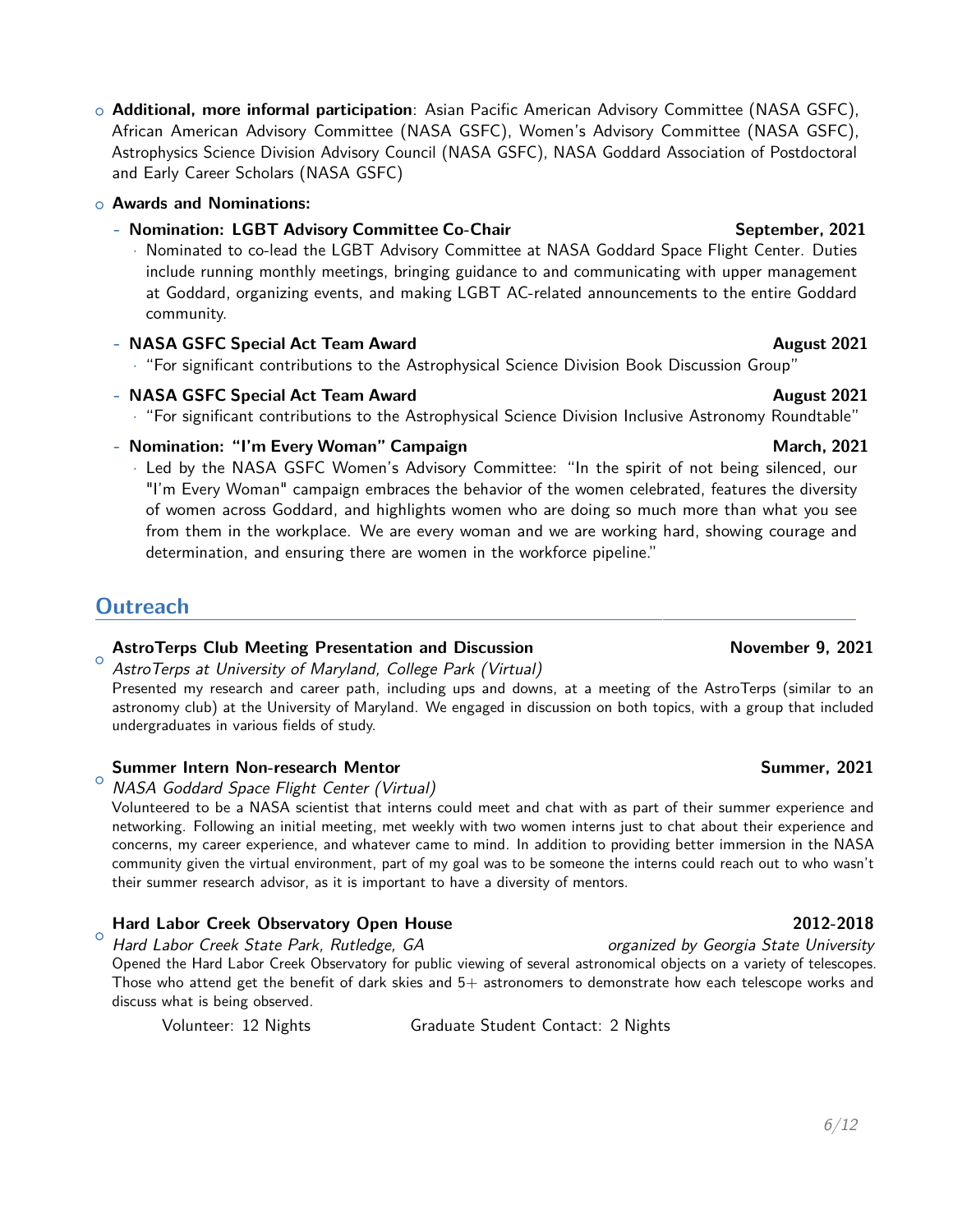- **Additional, more informal participation**: Asian Pacific American Advisory Committee (NASA GSFC), African American Advisory Committee (NASA GSFC), Women's Advisory Committee (NASA GSFC), Astrophysics Science Division Advisory Council (NASA GSFC), NASA Goddard Association of Postdoctoral and Early Career Scholars (NASA GSFC)
- **Awards and Nominations:**
  - **Nomination: LGBT Advisory Committee Co-Chair** — **September, 2021**
    - Nominated to co-lead the LGBT Advisory Committee at NASA Goddard Space Flight Center. Duties include running monthly meetings, bringing guidance to and communicating with upper management at Goddard, organizing events, and making LGBT AC-related announcements to the entire Goddard community.
  - **NASA GSFC Special Act Team Award** — **August 2021**
    - "For significant contributions to the Astrophysical Science Division Book Discussion Group"
  - **NASA GSFC Special Act Team Award** — **August 2021**
    - "For significant contributions to the Astrophysical Science Division Inclusive Astronomy Roundtable"
  - **Nomination: "I'm Every Woman" Campaign** — **March, 2021**
    - Led by the NASA GSFC Women's Advisory Committee: "In the spirit of not being silenced, our "I'm Every Woman" campaign embraces the behavior of the women celebrated, features the diversity of women across Goddard, and highlights women who are doing so much more than what you see from them in the workplace. We are every woman and we are working hard, showing courage and determination, and ensuring there are women in the workforce pipeline."

## Outreach

- **AstroTerps Club Meeting Presentation and Discussion** — **November 9, 2021**
  *AstroTerps at University of Maryland, College Park (Virtual)*
  Presented my research and career path, including ups and downs, at a meeting of the AstroTerps (similar to an astronomy club) at the University of Maryland. We engaged in discussion on both topics, with a group that included undergraduates in various fields of study.

- **Summer Intern Non-research Mentor** — **Summer, 2021**
  *NASA Goddard Space Flight Center (Virtual)*
  Volunteered to be a NASA scientist that interns could meet and chat with as part of their summer experience and networking. Following an initial meeting, met weekly with two women interns just to chat about their experience and concerns, my career experience, and whatever came to mind. In addition to providing better immersion in the NASA community given the virtual environment, part of my goal was to be someone the interns could reach out to who wasn't their summer research advisor, as it is important to have a diversity of mentors.

- **Hard Labor Creek Observatory Open House** — **2012-2018**
  *Hard Labor Creek State Park, Rutledge, GA* — *organized by Georgia State University*
  Opened the Hard Labor Creek Observatory for public viewing of several astronomical objects on a variety of telescopes. Those who attend get the benefit of dark skies and 5+ astronomers to demonstrate how each telescope works and discuss what is being observed.

  Volunteer: 12 Nights — Graduate Student Contact: 2 Nights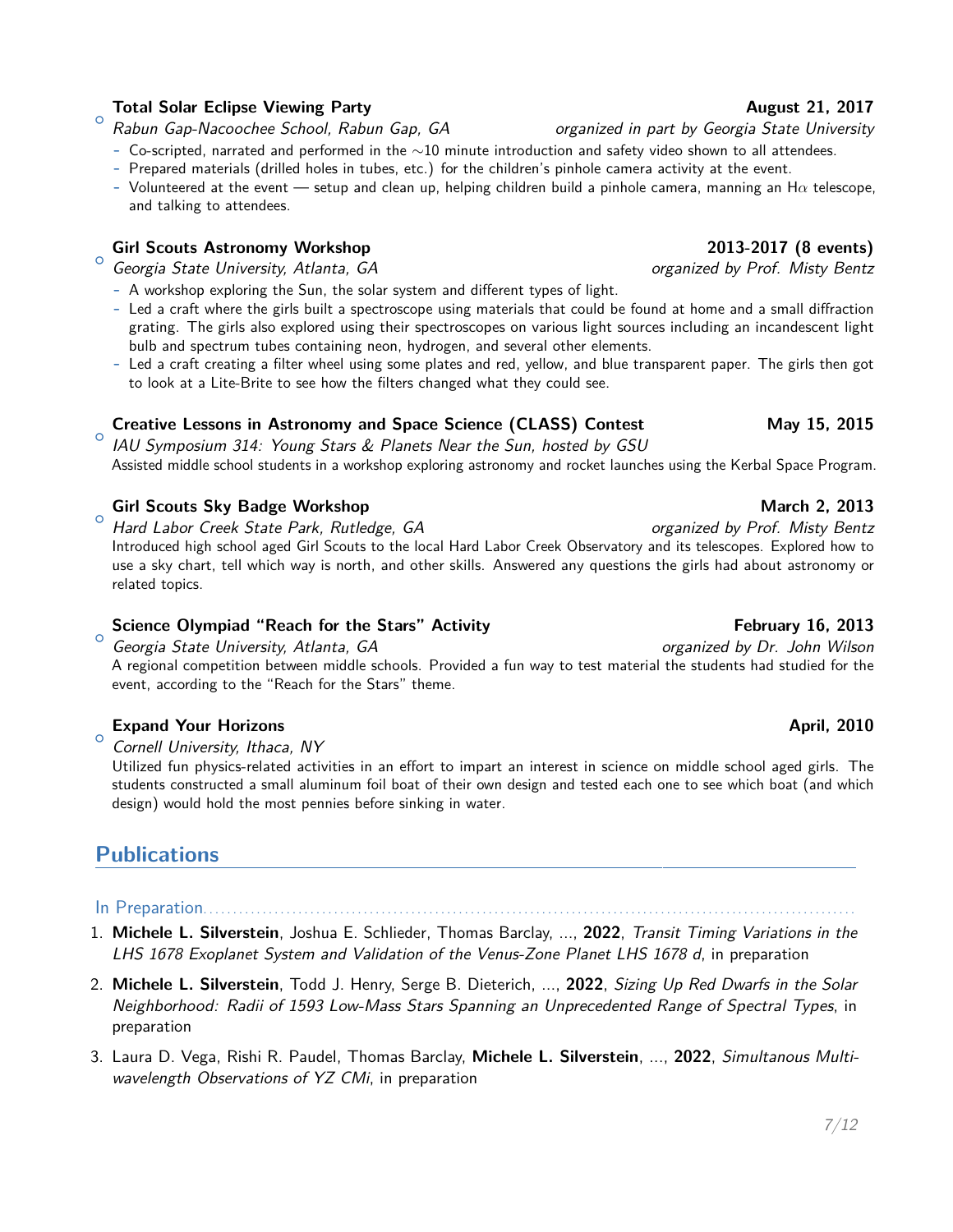- **Total Solar Eclipse Viewing Party** — **August 21, 2017**
  *Rabun Gap-Nacoochee School, Rabun Gap, GA* — *organized in part by Georgia State University*
  - Co-scripted, narrated and performed in the ~10 minute introduction and safety video shown to all attendees.
  - Prepared materials (drilled holes in tubes, etc.) for the children's pinhole camera activity at the event.
  - Volunteered at the event — setup and clean up, helping children build a pinhole camera, manning an H$\alpha$ telescope, and talking to attendees.

- **Girl Scouts Astronomy Workshop** — **2013-2017 (8 events)**
  *Georgia State University, Atlanta, GA* — *organized by Prof. Misty Bentz*
  - A workshop exploring the Sun, the solar system and different types of light.
  - Led a craft where the girls built a spectroscope using materials that could be found at home and a small diffraction grating. The girls also explored using their spectroscopes on various light sources including an incandescent light bulb and spectrum tubes containing neon, hydrogen, and several other elements.
  - Led a craft creating a filter wheel using some plates and red, yellow, and blue transparent paper. The girls then got to look at a Lite-Brite to see how the filters changed what they could see.

- **Creative Lessons in Astronomy and Space Science (CLASS) Contest** — **May 15, 2015**
  *IAU Symposium 314: Young Stars & Planets Near the Sun, hosted by GSU*
  Assisted middle school students in a workshop exploring astronomy and rocket launches using the Kerbal Space Program.

- **Girl Scouts Sky Badge Workshop** — **March 2, 2013**
  *Hard Labor Creek State Park, Rutledge, GA* — *organized by Prof. Misty Bentz*
  Introduced high school aged Girl Scouts to the local Hard Labor Creek Observatory and its telescopes. Explored how to use a sky chart, tell which way is north, and other skills. Answered any questions the girls had about astronomy or related topics.

- **Science Olympiad "Reach for the Stars" Activity** — **February 16, 2013**
  *Georgia State University, Atlanta, GA* — *organized by Dr. John Wilson*
  A regional competition between middle schools. Provided a fun way to test material the students had studied for the event, according to the "Reach for the Stars" theme.

- **Expand Your Horizons** — **April, 2010**
  *Cornell University, Ithaca, NY*
  Utilized fun physics-related activities in an effort to impart an interest in science on middle school aged girls. The students constructed a small aluminum foil boat of their own design and tested each one to see which boat (and which design) would hold the most pennies before sinking in water.

## Publications

### In Preparation

1. **Michele L. Silverstein**, Joshua E. Schlieder, Thomas Barclay, ..., **2022**, *Transit Timing Variations in the LHS 1678 Exoplanet System and Validation of the Venus-Zone Planet LHS 1678 d*, in preparation
2. **Michele L. Silverstein**, Todd J. Henry, Serge B. Dieterich, ..., **2022**, *Sizing Up Red Dwarfs in the Solar Neighborhood: Radii of 1593 Low-Mass Stars Spanning an Unprecedented Range of Spectral Types*, in preparation
3. Laura D. Vega, Rishi R. Paudel, Thomas Barclay, **Michele L. Silverstein**, ..., **2022**, *Simultanous Multi-wavelength Observations of YZ CMi*, in preparation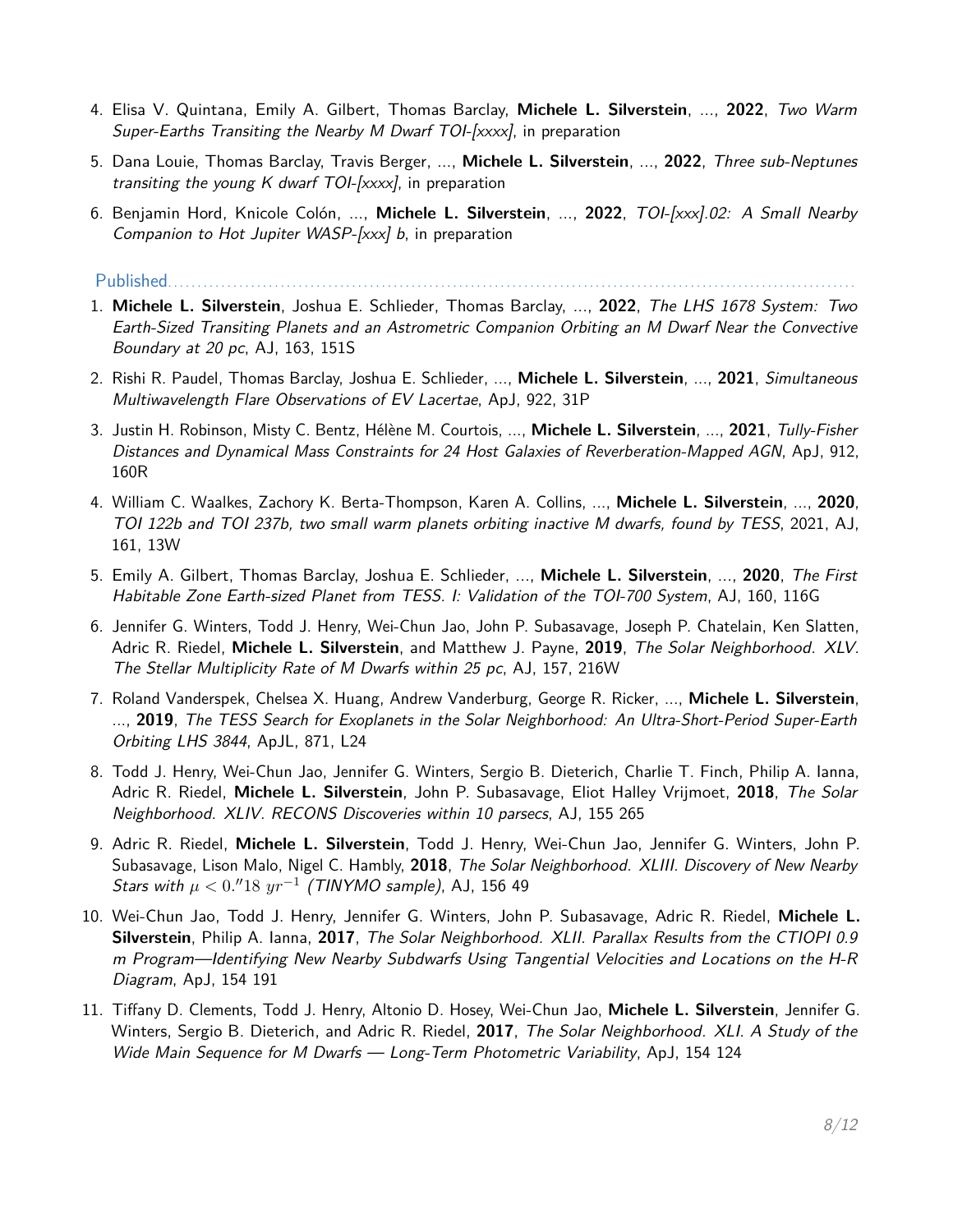4. Elisa V. Quintana, Emily A. Gilbert, Thomas Barclay, **Michele L. Silverstein**, ..., **2022**, *Two Warm Super-Earths Transiting the Nearby M Dwarf TOI-[xxxx]*, in preparation

5. Dana Louie, Thomas Barclay, Travis Berger, ..., **Michele L. Silverstein**, ..., **2022**, *Three sub-Neptunes transiting the young K dwarf TOI-[xxxx]*, in preparation

6. Benjamin Hord, Knicole Colón, ..., **Michele L. Silverstein**, ..., **2022**, *TOI-[xxx].02: A Small Nearby Companion to Hot Jupiter WASP-[xxx] b*, in preparation

## Published

1. **Michele L. Silverstein**, Joshua E. Schlieder, Thomas Barclay, ..., **2022**, *The LHS 1678 System: Two Earth-Sized Transiting Planets and an Astrometric Companion Orbiting an M Dwarf Near the Convective Boundary at 20 pc*, AJ, 163, 151S

2. Rishi R. Paudel, Thomas Barclay, Joshua E. Schlieder, ..., **Michele L. Silverstein**, ..., **2021**, *Simultaneous Multiwavelength Flare Observations of EV Lacertae*, ApJ, 922, 31P

3. Justin H. Robinson, Misty C. Bentz, Hélène M. Courtois, ..., **Michele L. Silverstein**, ..., **2021**, *Tully-Fisher Distances and Dynamical Mass Constraints for 24 Host Galaxies of Reverberation-Mapped AGN*, ApJ, 912, 160R

4. William C. Waalkes, Zachory K. Berta-Thompson, Karen A. Collins, ..., **Michele L. Silverstein**, ..., **2020**, *TOI 122b and TOI 237b, two small warm planets orbiting inactive M dwarfs, found by TESS*, 2021, AJ, 161, 13W

5. Emily A. Gilbert, Thomas Barclay, Joshua E. Schlieder, ..., **Michele L. Silverstein**, ..., **2020**, *The First Habitable Zone Earth-sized Planet from TESS. I: Validation of the TOI-700 System*, AJ, 160, 116G

6. Jennifer G. Winters, Todd J. Henry, Wei-Chun Jao, John P. Subasavage, Joseph P. Chatelain, Ken Slatten, Adric R. Riedel, **Michele L. Silverstein**, and Matthew J. Payne, **2019**, *The Solar Neighborhood. XLV. The Stellar Multiplicity Rate of M Dwarfs within 25 pc*, AJ, 157, 216W

7. Roland Vanderspek, Chelsea X. Huang, Andrew Vanderburg, George R. Ricker, ..., **Michele L. Silverstein**, ..., **2019**, *The TESS Search for Exoplanets in the Solar Neighborhood: An Ultra-Short-Period Super-Earth Orbiting LHS 3844*, ApJL, 871, L24

8. Todd J. Henry, Wei-Chun Jao, Jennifer G. Winters, Sergio B. Dieterich, Charlie T. Finch, Philip A. Ianna, Adric R. Riedel, **Michele L. Silverstein**, John P. Subasavage, Eliot Halley Vrijmoet, **2018**, *The Solar Neighborhood. XLIV. RECONS Discoveries within 10 parsecs*, AJ, 155 265

9. Adric R. Riedel, **Michele L. Silverstein**, Todd J. Henry, Wei-Chun Jao, Jennifer G. Winters, John P. Subasavage, Lison Malo, Nigel C. Hambly, **2018**, *The Solar Neighborhood. XLIII. Discovery of New Nearby Stars with $\mu < 0.''18\ yr^{-1}$ (TINYMO sample)*, AJ, 156 49

10. Wei-Chun Jao, Todd J. Henry, Jennifer G. Winters, John P. Subasavage, Adric R. Riedel, **Michele L. Silverstein**, Philip A. Ianna, **2017**, *The Solar Neighborhood. XLII. Parallax Results from the CTIOPI 0.9 m Program—Identifying New Nearby Subdwarfs Using Tangential Velocities and Locations on the H-R Diagram*, ApJ, 154 191

11. Tiffany D. Clements, Todd J. Henry, Altonio D. Hosey, Wei-Chun Jao, **Michele L. Silverstein**, Jennifer G. Winters, Sergio B. Dieterich, and Adric R. Riedel, **2017**, *The Solar Neighborhood. XLI. A Study of the Wide Main Sequence for M Dwarfs — Long-Term Photometric Variability*, ApJ, 154 124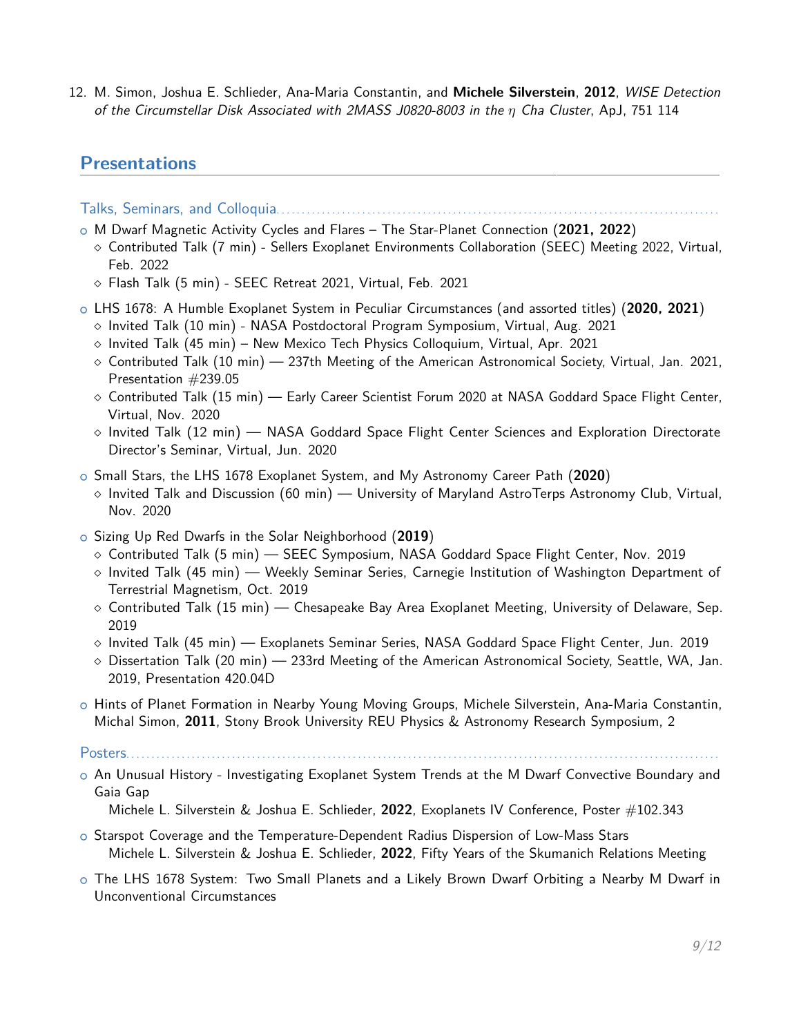12. M. Simon, Joshua E. Schlieder, Ana-Maria Constantin, and **Michele Silverstein**, **2012**, *WISE Detection of the Circumstellar Disk Associated with 2MASS J0820-8003 in the $\eta$ Cha Cluster*, ApJ, 751 114

## Presentations

### Talks, Seminars, and Colloquia

- M Dwarf Magnetic Activity Cycles and Flares – The Star-Planet Connection (**2021, 2022**)
  - Contributed Talk (7 min) - Sellers Exoplanet Environments Collaboration (SEEC) Meeting 2022, Virtual, Feb. 2022
  - Flash Talk (5 min) - SEEC Retreat 2021, Virtual, Feb. 2021
- LHS 1678: A Humble Exoplanet System in Peculiar Circumstances (and assorted titles) (**2020, 2021**)
  - Invited Talk (10 min) - NASA Postdoctoral Program Symposium, Virtual, Aug. 2021
  - Invited Talk (45 min) – New Mexico Tech Physics Colloquium, Virtual, Apr. 2021
  - Contributed Talk (10 min) — 237th Meeting of the American Astronomical Society, Virtual, Jan. 2021, Presentation #239.05
  - Contributed Talk (15 min) — Early Career Scientist Forum 2020 at NASA Goddard Space Flight Center, Virtual, Nov. 2020
  - Invited Talk (12 min) — NASA Goddard Space Flight Center Sciences and Exploration Directorate Director's Seminar, Virtual, Jun. 2020
- Small Stars, the LHS 1678 Exoplanet System, and My Astronomy Career Path (**2020**)
  - Invited Talk and Discussion (60 min) — University of Maryland AstroTerps Astronomy Club, Virtual, Nov. 2020
- Sizing Up Red Dwarfs in the Solar Neighborhood (**2019**)
  - Contributed Talk (5 min) — SEEC Symposium, NASA Goddard Space Flight Center, Nov. 2019
  - Invited Talk (45 min) — Weekly Seminar Series, Carnegie Institution of Washington Department of Terrestrial Magnetism, Oct. 2019
  - Contributed Talk (15 min) — Chesapeake Bay Area Exoplanet Meeting, University of Delaware, Sep. 2019
  - Invited Talk (45 min) — Exoplanets Seminar Series, NASA Goddard Space Flight Center, Jun. 2019
  - Dissertation Talk (20 min) — 233rd Meeting of the American Astronomical Society, Seattle, WA, Jan. 2019, Presentation 420.04D
- Hints of Planet Formation in Nearby Young Moving Groups, Michele Silverstein, Ana-Maria Constantin, Michal Simon, **2011**, Stony Brook University REU Physics & Astronomy Research Symposium, 2

### Posters

- An Unusual History - Investigating Exoplanet System Trends at the M Dwarf Convective Boundary and Gaia Gap
  Michele L. Silverstein & Joshua E. Schlieder, **2022**, Exoplanets IV Conference, Poster #102.343
- Starspot Coverage and the Temperature-Dependent Radius Dispersion of Low-Mass Stars
  Michele L. Silverstein & Joshua E. Schlieder, **2022**, Fifty Years of the Skumanich Relations Meeting
- The LHS 1678 System: Two Small Planets and a Likely Brown Dwarf Orbiting a Nearby M Dwarf in Unconventional Circumstances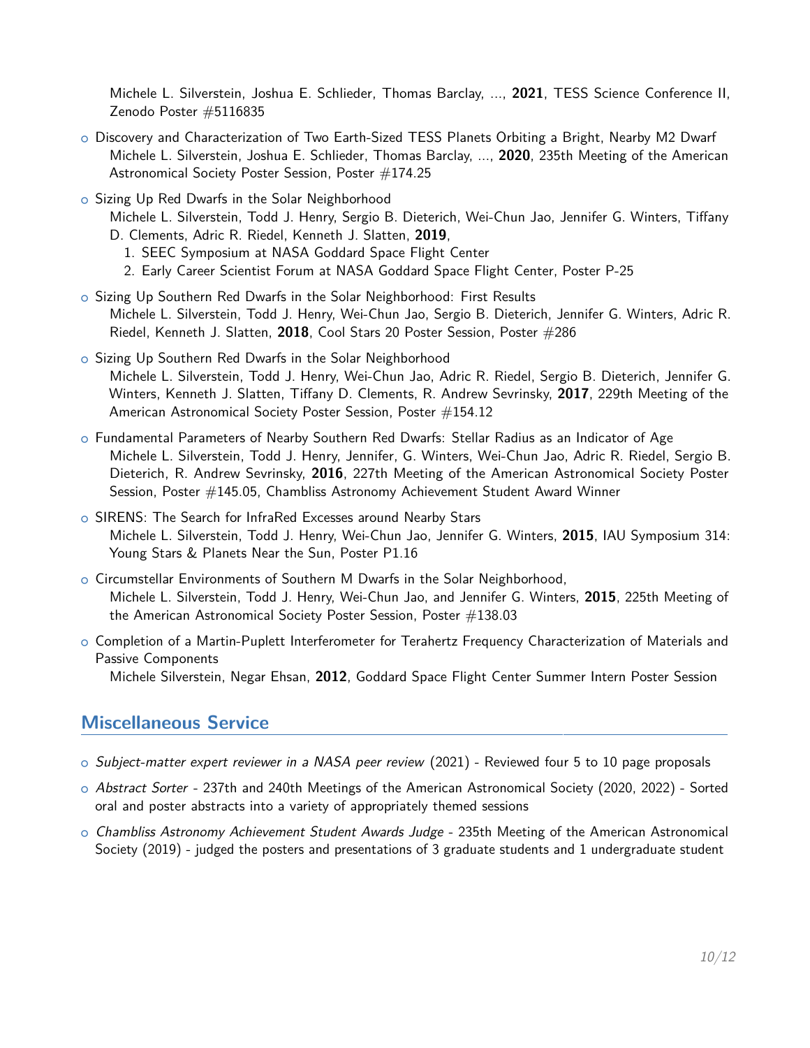Michele L. Silverstein, Joshua E. Schlieder, Thomas Barclay, ..., **2021**, TESS Science Conference II, Zenodo Poster #5116835

- Discovery and Characterization of Two Earth-Sized TESS Planets Orbiting a Bright, Nearby M2 Dwarf
  Michele L. Silverstein, Joshua E. Schlieder, Thomas Barclay, ..., **2020**, 235th Meeting of the American Astronomical Society Poster Session, Poster #174.25
- Sizing Up Red Dwarfs in the Solar Neighborhood
  Michele L. Silverstein, Todd J. Henry, Sergio B. Dieterich, Wei-Chun Jao, Jennifer G. Winters, Tiffany D. Clements, Adric R. Riedel, Kenneth J. Slatten, **2019**,
  1. SEEC Symposium at NASA Goddard Space Flight Center
  2. Early Career Scientist Forum at NASA Goddard Space Flight Center, Poster P-25
- Sizing Up Southern Red Dwarfs in the Solar Neighborhood: First Results
  Michele L. Silverstein, Todd J. Henry, Wei-Chun Jao, Sergio B. Dieterich, Jennifer G. Winters, Adric R. Riedel, Kenneth J. Slatten, **2018**, Cool Stars 20 Poster Session, Poster #286
- Sizing Up Southern Red Dwarfs in the Solar Neighborhood
  Michele L. Silverstein, Todd J. Henry, Wei-Chun Jao, Adric R. Riedel, Sergio B. Dieterich, Jennifer G. Winters, Kenneth J. Slatten, Tiffany D. Clements, R. Andrew Sevrinsky, **2017**, 229th Meeting of the American Astronomical Society Poster Session, Poster #154.12
- Fundamental Parameters of Nearby Southern Red Dwarfs: Stellar Radius as an Indicator of Age
  Michele L. Silverstein, Todd J. Henry, Jennifer, G. Winters, Wei-Chun Jao, Adric R. Riedel, Sergio B. Dieterich, R. Andrew Sevrinsky, **2016**, 227th Meeting of the American Astronomical Society Poster Session, Poster #145.05, Chambliss Astronomy Achievement Student Award Winner
- SIRENS: The Search for InfraRed Excesses around Nearby Stars
  Michele L. Silverstein, Todd J. Henry, Wei-Chun Jao, Jennifer G. Winters, **2015**, IAU Symposium 314: Young Stars & Planets Near the Sun, Poster P1.16
- Circumstellar Environments of Southern M Dwarfs in the Solar Neighborhood,
  Michele L. Silverstein, Todd J. Henry, Wei-Chun Jao, and Jennifer G. Winters, **2015**, 225th Meeting of the American Astronomical Society Poster Session, Poster #138.03
- Completion of a Martin-Puplett Interferometer for Terahertz Frequency Characterization of Materials and Passive Components
  Michele Silverstein, Negar Ehsan, **2012**, Goddard Space Flight Center Summer Intern Poster Session

## Miscellaneous Service

- *Subject-matter expert reviewer in a NASA peer review* (2021) - Reviewed four 5 to 10 page proposals
- *Abstract Sorter* - 237th and 240th Meetings of the American Astronomical Society (2020, 2022) - Sorted oral and poster abstracts into a variety of appropriately themed sessions
- *Chambliss Astronomy Achievement Student Awards Judge* - 235th Meeting of the American Astronomical Society (2019) - judged the posters and presentations of 3 graduate students and 1 undergraduate student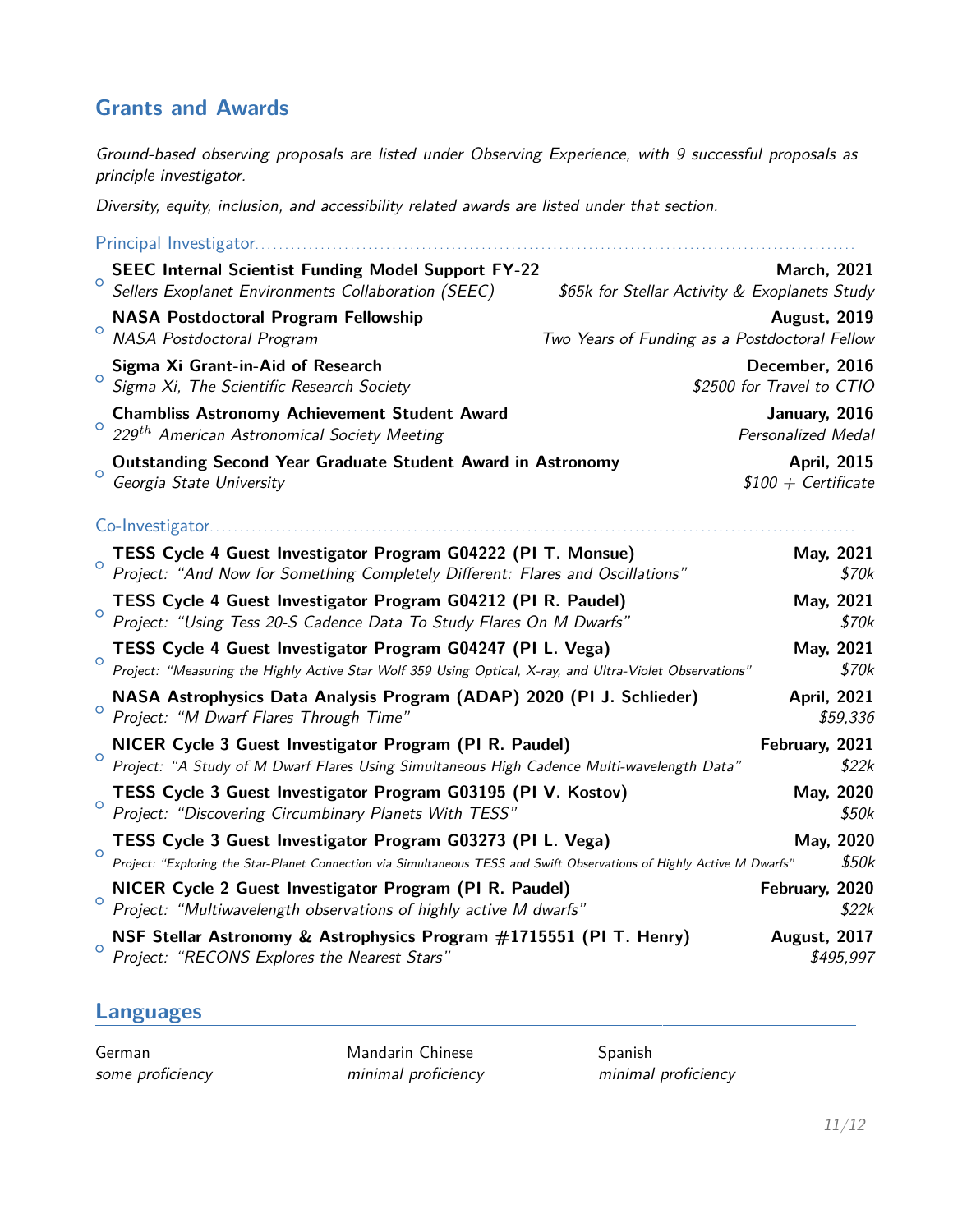## Grants and Awards

*Ground-based observing proposals are listed under Observing Experience, with 9 successful proposals as principle investigator.*

*Diversity, equity, inclusion, and accessibility related awards are listed under that section.*

### Principal Investigator

- **SEEC Internal Scientist Funding Model Support FY-22** — **March, 2021**
  *Sellers Exoplanet Environments Collaboration (SEEC)* — *$65k for Stellar Activity & Exoplanets Study*
- **NASA Postdoctoral Program Fellowship** — **August, 2019**
  *NASA Postdoctoral Program* — *Two Years of Funding as a Postdoctoral Fellow*
- **Sigma Xi Grant-in-Aid of Research** — **December, 2016**
  *Sigma Xi, The Scientific Research Society* — *$2500 for Travel to CTIO*
- **Chambliss Astronomy Achievement Student Award** — **January, 2016**
  *229th American Astronomical Society Meeting* — *Personalized Medal*
- **Outstanding Second Year Graduate Student Award in Astronomy** — **April, 2015**
  *Georgia State University* — *$100 + Certificate*

### Co-Investigator

- **TESS Cycle 4 Guest Investigator Program G04222 (PI T. Monsue)** — **May, 2021**
  *Project: "And Now for Something Completely Different: Flares and Oscillations"* — *$70k*
- **TESS Cycle 4 Guest Investigator Program G04212 (PI R. Paudel)** — **May, 2021**
  *Project: "Using Tess 20-S Cadence Data To Study Flares On M Dwarfs"* — *$70k*
- **TESS Cycle 4 Guest Investigator Program G04247 (PI L. Vega)** — **May, 2021**
  *Project: "Measuring the Highly Active Star Wolf 359 Using Optical, X-ray, and Ultra-Violet Observations"* — *$70k*
- **NASA Astrophysics Data Analysis Program (ADAP) 2020 (PI J. Schlieder)** — **April, 2021**
  *Project: "M Dwarf Flares Through Time"* — *$59,336*
- **NICER Cycle 3 Guest Investigator Program (PI R. Paudel)** — **February, 2021**
  *Project: "A Study of M Dwarf Flares Using Simultaneous High Cadence Multi-wavelength Data"* — *$22k*
- **TESS Cycle 3 Guest Investigator Program G03195 (PI V. Kostov)** — **May, 2020**
  *Project: "Discovering Circumbinary Planets With TESS"* — *$50k*
- **TESS Cycle 3 Guest Investigator Program G03273 (PI L. Vega)** — **May, 2020**
  *Project: "Exploring the Star-Planet Connection via Simultaneous TESS and Swift Observations of Highly Active M Dwarfs"* — *$50k*
- **NICER Cycle 2 Guest Investigator Program (PI R. Paudel)** — **February, 2020**
  *Project: "Multiwavelength observations of highly active M dwarfs"* — *$22k*
- **NSF Stellar Astronomy & Astrophysics Program #1715551 (PI T. Henry)** — **August, 2017**
  *Project: "RECONS Explores the Nearest Stars"* — *$495,997*

## Languages

| German | Mandarin Chinese | Spanish |
|---|---|---|
| *some proficiency* | *minimal proficiency* | *minimal proficiency* |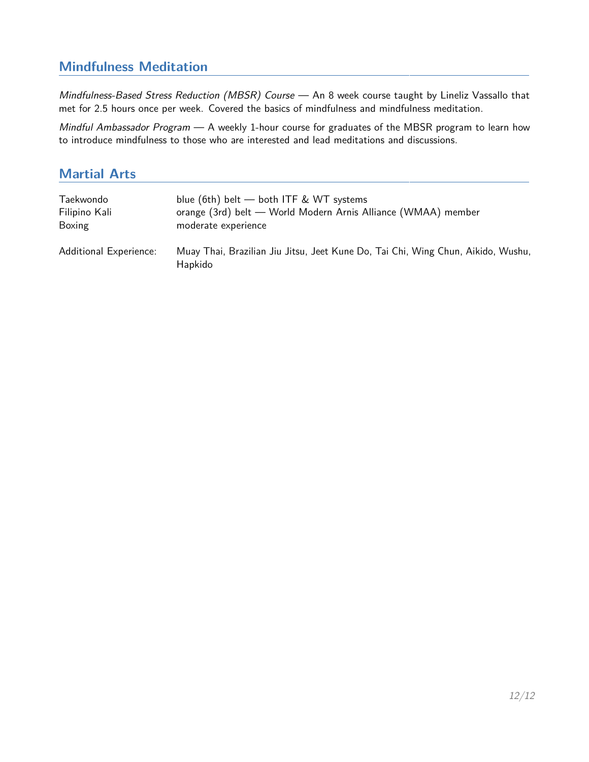## Mindfulness Meditation

*Mindfulness-Based Stress Reduction (MBSR) Course* — An 8 week course taught by Lineliz Vassallo that met for 2.5 hours once per week. Covered the basics of mindfulness and mindfulness meditation.

*Mindful Ambassador Program* — A weekly 1-hour course for graduates of the MBSR program to learn how to introduce mindfulness to those who are interested and lead meditations and discussions.

## Martial Arts

| | |
|---|---|
| Taekwondo | blue (6th) belt — both ITF & WT systems |
| Filipino Kali | orange (3rd) belt — World Modern Arnis Alliance (WMAA) member |
| Boxing | moderate experience |
| Additional Experience: | Muay Thai, Brazilian Jiu Jitsu, Jeet Kune Do, Tai Chi, Wing Chun, Aikido, Wushu, Hapkido |